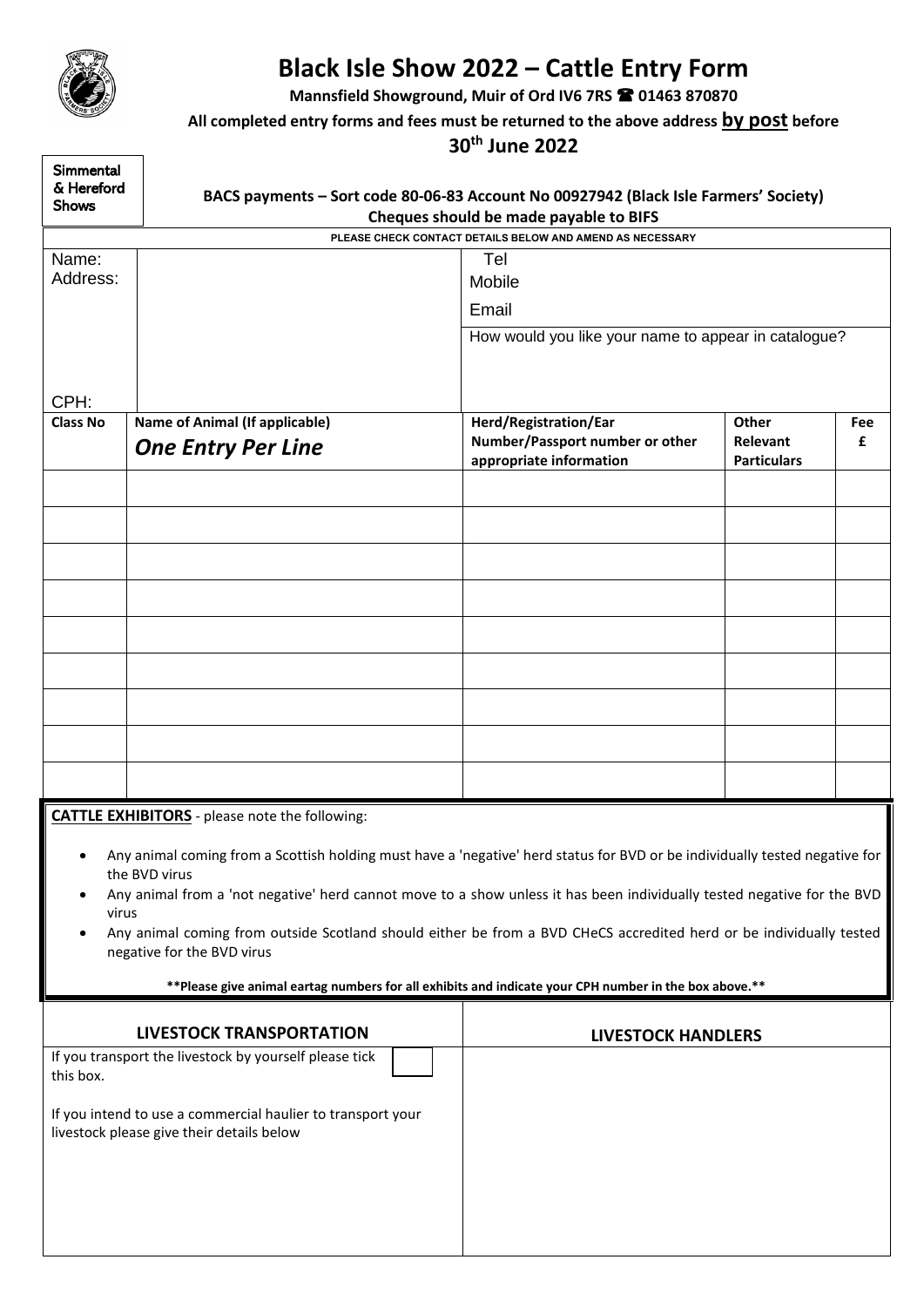# Black Isle Show 2022 – Cattle Entry Form

**Mannsfield Showground, Muir of Ord IV6 7RS ☎ 01463 870870**

**All completed entry forms and fees must be returned to the above address by post before**

**30th June 2022**

Simmental & Hereford Shows

**BACS payments – Sort code 80-06-83 Account No 00927942 (Black Isle Farmers' Society)**

**Cheques should be made payable to BIFS**

**PLEASE CHECK CONTACT DETAILS BELOW AND AMEND AS NECESSARY**

| Name: | | Tel | | |
|---|---|---|---|---|
| Address: | | Mobile | | |
| | | Email | | |
| CPH: | | How would you like your name to appear in catalogue? | | |
| **Class No** | **Name of Animal (If applicable)** ***One Entry Per Line*** | **Herd/Registration/Ear Number/Passport number or other appropriate information** | **Other Relevant Particulars** | **Fee £** |
| | | | | |
| | | | | |
| | | | | |
| | | | | |
| | | | | |
| | | | | |
| | | | | |
| | | | | |
| | | | | |

**CATTLE EXHIBITORS** - please note the following:

- Any animal coming from a Scottish holding must have a 'negative' herd status for BVD or be individually tested negative for the BVD virus
- Any animal from a 'not negative' herd cannot move to a show unless it has been individually tested negative for the BVD virus
- Any animal coming from outside Scotland should either be from a BVD CHeCS accredited herd or be individually tested negative for the BVD virus

**\*\*Please give animal eartag numbers for all exhibits and indicate your CPH number in the box above.\*\***

| LIVESTOCK TRANSPORTATION | LIVESTOCK HANDLERS |
|---|---|
| If you transport the livestock by yourself please tick this box. ☐ | |
| If you intend to use a commercial haulier to transport your livestock please give their details below | |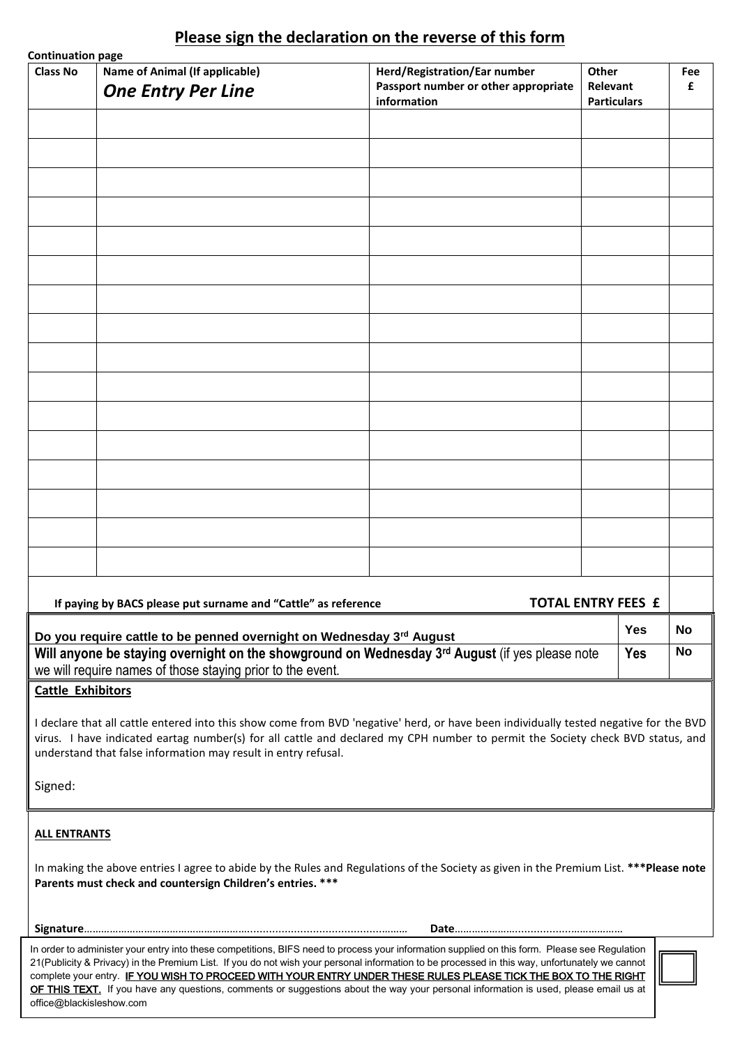## Please sign the declaration on the reverse of this form

**Continuation page**

| Class No | Name of Animal (If applicable) ***One Entry Per Line*** | Herd/Registration/Ear number Passport number or other appropriate information | Other Relevant Particulars | Fee £ |
|---|---|---|---|---|
| | | | | |
| | | | | |
| | | | | |
| | | | | |
| | | | | |
| | | | | |
| | | | | |
| | | | | |
| | | | | |
| | | | | |
| | | | | |
| | | | | |
| | | | | |
| | | | | |
| | | | | |
| | | | | |
| **If paying by BACS please put surname and "Cattle" as reference** | | | **TOTAL ENTRY FEES £** | |

| | | |
|---|---|---|
| **Do you require cattle to be penned overnight on Wednesday 3rd August** | **Yes** | **No** |
| **Will anyone be staying overnight on the showground on Wednesday 3rd August** (if yes please note we will require names of those staying prior to the event. | **Yes** | **No** |

**Cattle Exhibitors**

I declare that all cattle entered into this show come from BVD 'negative' herd, or have been individually tested negative for the BVD virus. I have indicated eartag number(s) for all cattle and declared my CPH number to permit the Society check BVD status, and understand that false information may result in entry refusal.

Signed:

**ALL ENTRANTS**

In making the above entries I agree to abide by the Rules and Regulations of the Society as given in the Premium List. **\*\*\*Please note Parents must check and countersign Children's entries. \*\*\***

**Signature**.............................................................................................................. **Date**......................................................

In order to administer your entry into these competitions, BIFS need to process your information supplied on this form. Please see Regulation 21(Publicity & Privacy) in the Premium List. If you do not wish your personal information to be processed in this way, unfortunately we cannot complete your entry. **IF YOU WISH TO PROCEED WITH YOUR ENTRY UNDER THESE RULES PLEASE TICK THE BOX TO THE RIGHT OF THIS TEXT.** If you have any questions, comments or suggestions about the way your personal information is used, please email us at office@blackisleshow.com ☐